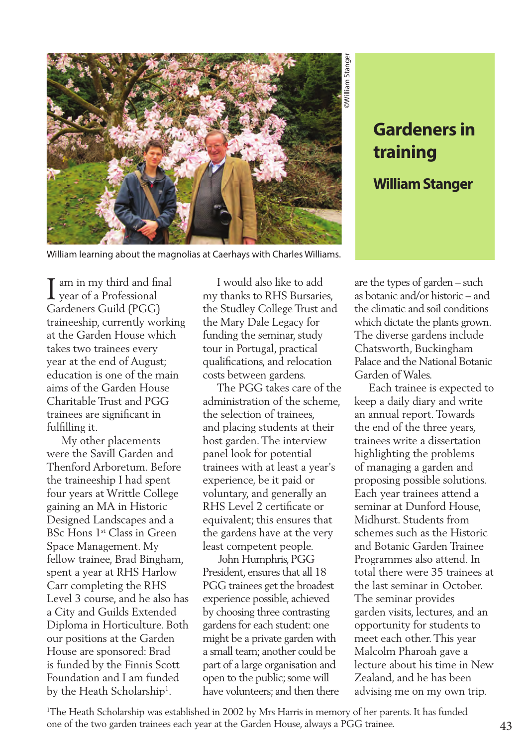# Gardeners in training

## William Stanger

©William Stanger

William learning about the magnolias at Caerhays with Charles Williams.

I am in my third and final year of a Professional Gardeners Guild (PGG) traineeship, currently working at the Garden House which takes two trainees every year at the end of August; education is one of the main aims of the Garden House Charitable Trust and PGG trainees are significant in fulfilling it.

My other placements were the Savill Garden and Thenford Arboretum. Before the traineeship I had spent four years at Writtle College gaining an MA in Historic Designed Landscapes and a BSc Hons 1st Class in Green Space Management. My fellow trainee, Brad Bingham, spent a year at RHS Harlow Carr completing the RHS Level 3 course, and he also has a City and Guilds Extended Diploma in Horticulture. Both our positions at the Garden House are sponsored: Brad is funded by the Finnis Scott Foundation and I am funded by the Heath Scholarship[1].

I would also like to add my thanks to RHS Bursaries, the Studley College Trust and the Mary Dale Legacy for funding the seminar, study tour in Portugal, practical qualifications, and relocation costs between gardens.

The PGG takes care of the administration of the scheme, the selection of trainees, and placing students at their host garden. The interview panel look for potential trainees with at least a year's experience, be it paid or voluntary, and generally an RHS Level 2 certificate or equivalent; this ensures that the gardens have at the very least competent people.

John Humphris, PGG President, ensures that all 18 PGG trainees get the broadest experience possible, achieved by choosing three contrasting gardens for each student: one might be a private garden with a small team; another could be part of a large organisation and open to the public; some will have volunteers; and then there are the types of garden – such as botanic and/or historic – and the climatic and soil conditions which dictate the plants grown. The diverse gardens include Chatsworth, Buckingham Palace and the National Botanic Garden of Wales.

Each trainee is expected to keep a daily diary and write an annual report. Towards the end of the three years, trainees write a dissertation highlighting the problems of managing a garden and proposing possible solutions. Each year trainees attend a seminar at Dunford House, Midhurst. Students from schemes such as the Historic and Botanic Garden Trainee Programmes also attend. In total there were 35 trainees at the last seminar in October. The seminar provides garden visits, lectures, and an opportunity for students to meet each other. This year Malcolm Pharoah gave a lecture about his time in New Zealand, and he has been advising me on my own trip.

[1]The Heath Scholarship was established in 2002 by Mrs Harris in memory of her parents. It has funded one of the two garden trainees each year at the Garden House, always a PGG trainee.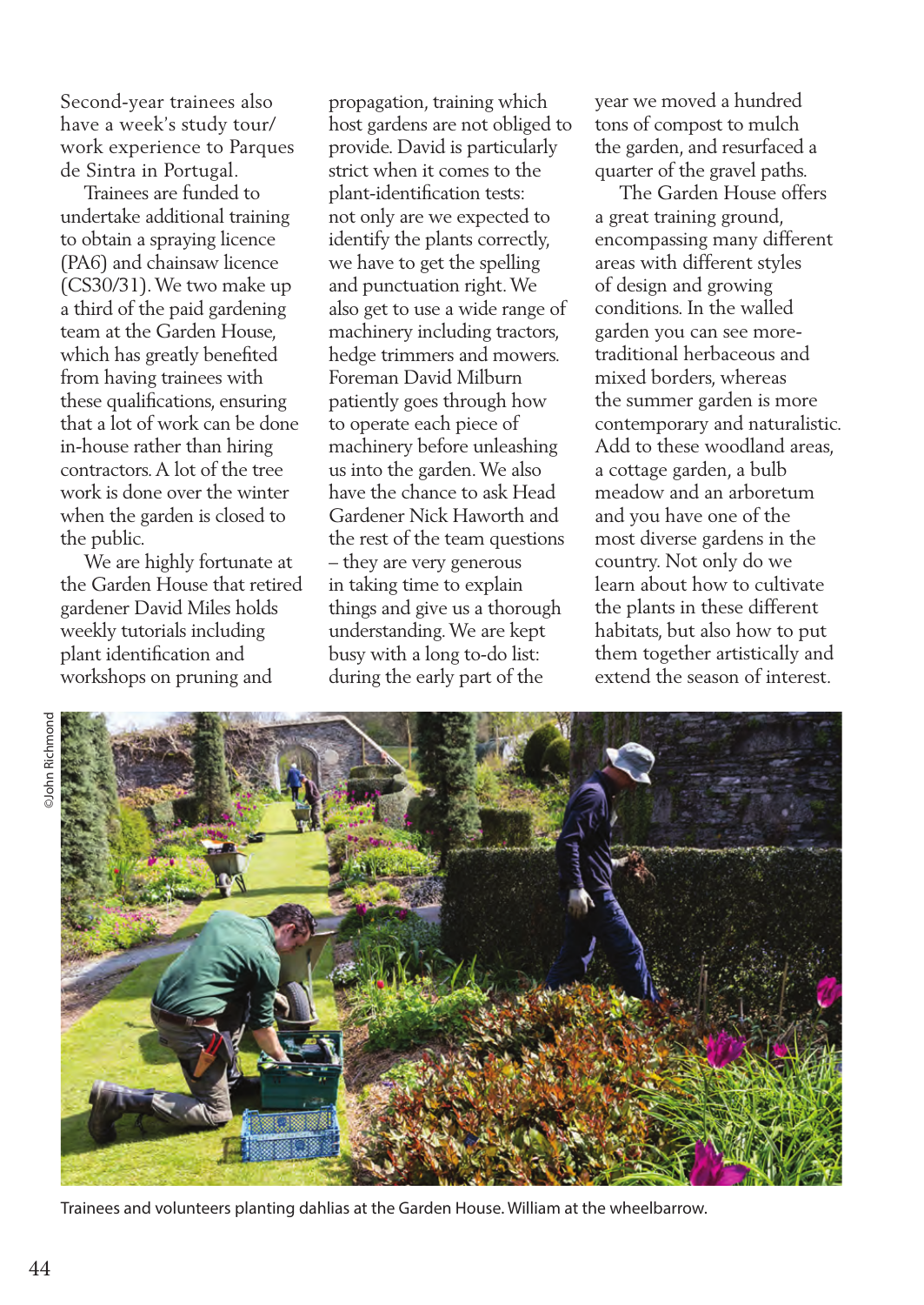Second-year trainees also have a week's study tour/work experience to Parques de Sintra in Portugal.

Trainees are funded to undertake additional training to obtain a spraying licence (PA6) and chainsaw licence (CS30/31). We two make up a third of the paid gardening team at the Garden House, which has greatly benefited from having trainees with these qualifications, ensuring that a lot of work can be done in-house rather than hiring contractors. A lot of the tree work is done over the winter when the garden is closed to the public.

We are highly fortunate at the Garden House that retired gardener David Miles holds weekly tutorials including plant identification and workshops on pruning and propagation, training which host gardens are not obliged to provide. David is particularly strict when it comes to the plant-identification tests: not only are we expected to identify the plants correctly, we have to get the spelling and punctuation right. We also get to use a wide range of machinery including tractors, hedge trimmers and mowers. Foreman David Milburn patiently goes through how to operate each piece of machinery before unleashing us into the garden. We also have the chance to ask Head Gardener Nick Haworth and the rest of the team questions – they are very generous in taking time to explain things and give us a thorough understanding. We are kept busy with a long to-do list: during the early part of the year we moved a hundred tons of compost to mulch the garden, and resurfaced a quarter of the gravel paths.

The Garden House offers a great training ground, encompassing many different areas with different styles of design and growing conditions. In the walled garden you can see more-traditional herbaceous and mixed borders, whereas the summer garden is more contemporary and naturalistic. Add to these woodland areas, a cottage garden, a bulb meadow and an arboretum and you have one of the most diverse gardens in the country. Not only do we learn about how to cultivate the plants in these different habitats, but also how to put them together artistically and extend the season of interest.

©John Richmond

Trainees and volunteers planting dahlias at the Garden House. William at the wheelbarrow.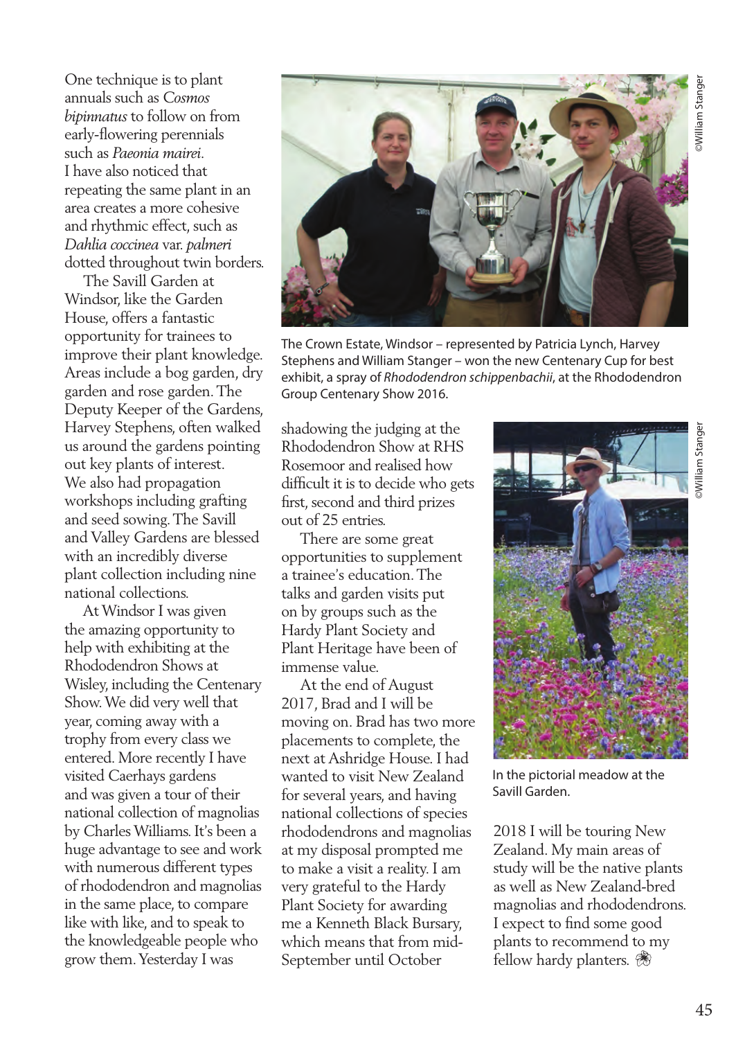One technique is to plant annuals such as *Cosmos bipinnatus* to follow on from early-flowering perennials such as *Paeonia mairei*. I have also noticed that repeating the same plant in an area creates a more cohesive and rhythmic effect, such as *Dahlia coccinea* var. *palmeri* dotted throughout twin borders.

The Savill Garden at Windsor, like the Garden House, offers a fantastic opportunity for trainees to improve their plant knowledge. Areas include a bog garden, dry garden and rose garden. The Deputy Keeper of the Gardens, Harvey Stephens, often walked us around the gardens pointing out key plants of interest. We also had propagation workshops including grafting and seed sowing. The Savill and Valley Gardens are blessed with an incredibly diverse plant collection including nine national collections.

At Windsor I was given the amazing opportunity to help with exhibiting at the Rhododendron Shows at Wisley, including the Centenary Show. We did very well that year, coming away with a trophy from every class we entered. More recently I have visited Caerhays gardens and was given a tour of their national collection of magnolias by Charles Williams. It's been a huge advantage to see and work with numerous different types of rhododendron and magnolias in the same place, to compare like with like, and to speak to the knowledgeable people who grow them. Yesterday I was shadowing the judging at the Rhododendron Show at RHS Rosemoor and realised how difficult it is to decide who gets first, second and third prizes out of 25 entries.

©William Stanger

The Crown Estate, Windsor – represented by Patricia Lynch, Harvey Stephens and William Stanger – won the new Centenary Cup for best exhibit, a spray of *Rhododendron schippenbachii*, at the Rhododendron Group Centenary Show 2016.

There are some great opportunities to supplement a trainee's education. The talks and garden visits put on by groups such as the Hardy Plant Society and Plant Heritage have been of immense value.

At the end of August 2017, Brad and I will be moving on. Brad has two more placements to complete, the next at Ashridge House. I had wanted to visit New Zealand for several years, and having national collections of species rhododendrons and magnolias at my disposal prompted me to make a visit a reality. I am very grateful to the Hardy Plant Society for awarding me a Kenneth Black Bursary, which means that from mid-September until October 2018 I will be touring New Zealand. My main areas of study will be the native plants as well as New Zealand-bred magnolias and rhododendrons. I expect to find some good plants to recommend to my fellow hardy planters.

©William Stanger

In the pictorial meadow at the Savill Garden.